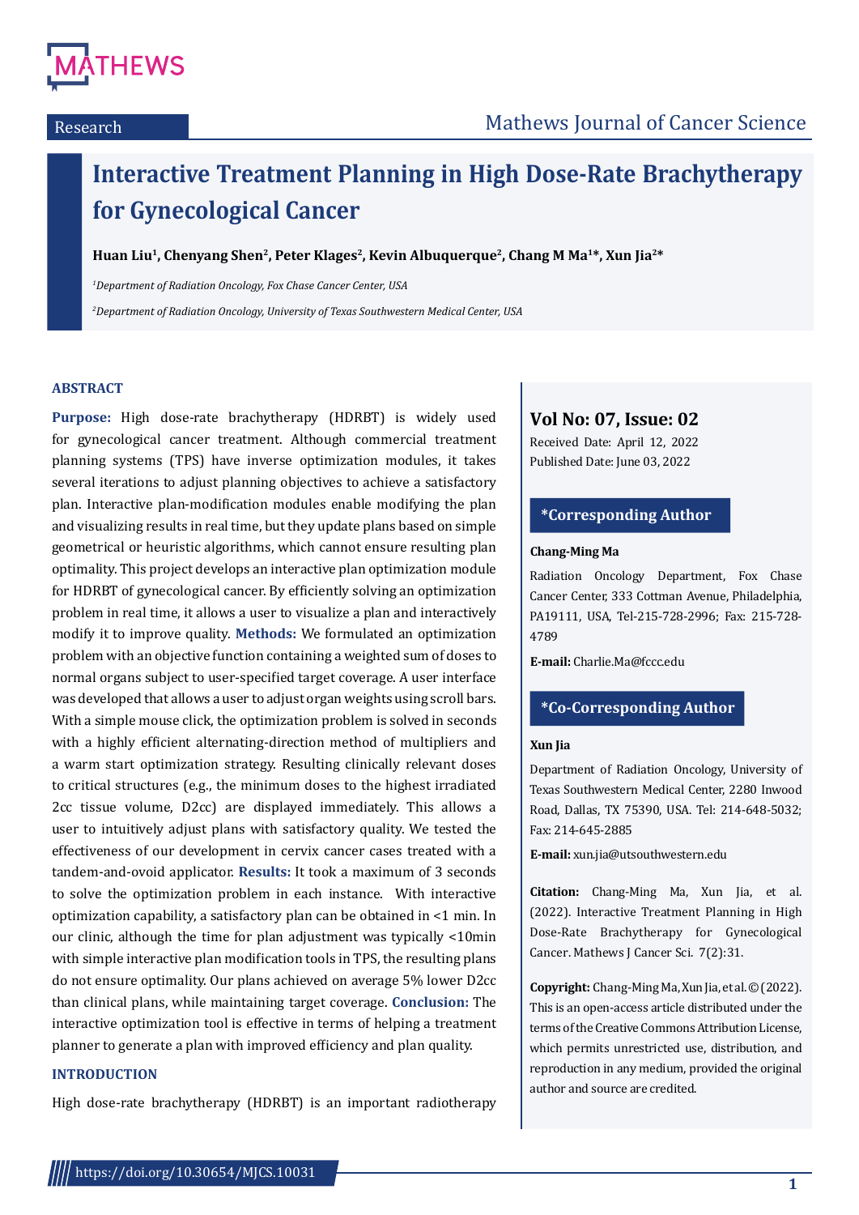Research

# Interactive Treatment Planning in High Dose-Rate Brachytherapy for Gynecological Cancer

**Huan Liu[1], Chenyang Shen[2], Peter Klages[2], Kevin Albuquerque[2], Chang M Ma[1]\*, Xun Jia[2]\***

*[1]Department of Radiation Oncology, Fox Chase Cancer Center, USA*

*[2]Department of Radiation Oncology, University of Texas Southwestern Medical Center, USA*

## ABSTRACT

**Purpose:** High dose-rate brachytherapy (HDRBT) is widely used for gynecological cancer treatment. Although commercial treatment planning systems (TPS) have inverse optimization modules, it takes several iterations to adjust planning objectives to achieve a satisfactory plan. Interactive plan-modification modules enable modifying the plan and visualizing results in real time, but they update plans based on simple geometrical or heuristic algorithms, which cannot ensure resulting plan optimality. This project develops an interactive plan optimization module for HDRBT of gynecological cancer. By efficiently solving an optimization problem in real time, it allows a user to visualize a plan and interactively modify it to improve quality. **Methods:** We formulated an optimization problem with an objective function containing a weighted sum of doses to normal organs subject to user-specified target coverage. A user interface was developed that allows a user to adjust organ weights using scroll bars. With a simple mouse click, the optimization problem is solved in seconds with a highly efficient alternating-direction method of multipliers and a warm start optimization strategy. Resulting clinically relevant doses to critical structures (e.g., the minimum doses to the highest irradiated 2cc tissue volume, D2cc) are displayed immediately. This allows a user to intuitively adjust plans with satisfactory quality. We tested the effectiveness of our development in cervix cancer cases treated with a tandem-and-ovoid applicator. **Results:** It took a maximum of 3 seconds to solve the optimization problem in each instance. With interactive optimization capability, a satisfactory plan can be obtained in <1 min. In our clinic, although the time for plan adjustment was typically <10min with simple interactive plan modification tools in TPS, the resulting plans do not ensure optimality. Our plans achieved on average 5% lower D2cc than clinical plans, while maintaining target coverage. **Conclusion:** The interactive optimization tool is effective in terms of helping a treatment planner to generate a plan with improved efficiency and plan quality.

## INTRODUCTION

High dose-rate brachytherapy (HDRBT) is an important radiotherapy

**Vol No: 07, Issue: 02**

Received Date: April 12, 2022

Published Date: June 03, 2022

**\*Corresponding Author**

**Chang-Ming Ma**

Radiation Oncology Department, Fox Chase Cancer Center, 333 Cottman Avenue, Philadelphia, PA19111, USA, Tel-215-728-2996; Fax: 215-728-4789

**E-mail:** Charlie.Ma@fccc.edu

**\*Co-Corresponding Author**

**Xun Jia**

Department of Radiation Oncology, University of Texas Southwestern Medical Center, 2280 Inwood Road, Dallas, TX 75390, USA. Tel: 214-648-5032; Fax: 214-645-2885

**E-mail:** xun.jia@utsouthwestern.edu

**Citation:** Chang-Ming Ma, Xun Jia, et al. (2022). Interactive Treatment Planning in High Dose-Rate Brachytherapy for Gynecological Cancer. Mathews J Cancer Sci. 7(2):31.

**Copyright:** Chang-Ming Ma, Xun Jia, et al. © (2022). This is an open-access article distributed under the terms of the Creative Commons Attribution License, which permits unrestricted use, distribution, and reproduction in any medium, provided the original author and source are credited.

https://doi.org/10.30654/MJCS.10031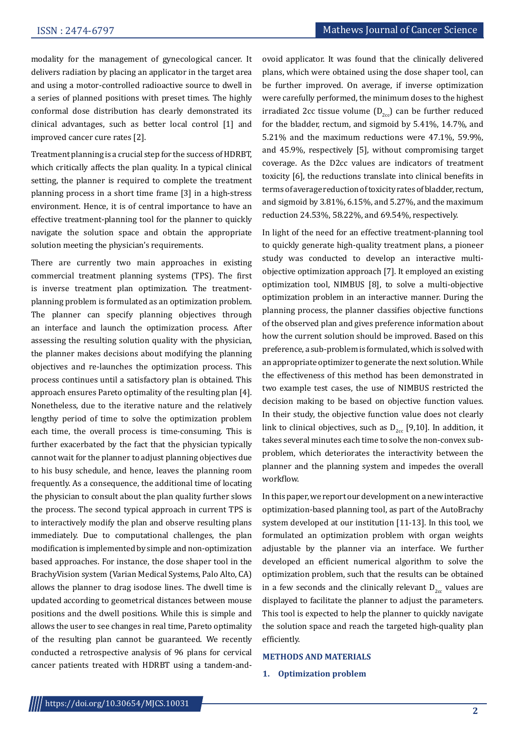modality for the management of gynecological cancer. It delivers radiation by placing an applicator in the target area and using a motor-controlled radioactive source to dwell in a series of planned positions with preset times. The highly conformal dose distribution has clearly demonstrated its clinical advantages, such as better local control [1] and improved cancer cure rates [2].

Treatment planning is a crucial step for the success of HDRBT, which critically affects the plan quality. In a typical clinical setting, the planner is required to complete the treatment planning process in a short time frame [3] in a high-stress environment. Hence, it is of central importance to have an effective treatment-planning tool for the planner to quickly navigate the solution space and obtain the appropriate solution meeting the physician's requirements.

There are currently two main approaches in existing commercial treatment planning systems (TPS). The first is inverse treatment plan optimization. The treatment-planning problem is formulated as an optimization problem. The planner can specify planning objectives through an interface and launch the optimization process. After assessing the resulting solution quality with the physician, the planner makes decisions about modifying the planning objectives and re-launches the optimization process. This process continues until a satisfactory plan is obtained. This approach ensures Pareto optimality of the resulting plan [4]. Nonetheless, due to the iterative nature and the relatively lengthy period of time to solve the optimization problem each time, the overall process is time-consuming. This is further exacerbated by the fact that the physician typically cannot wait for the planner to adjust planning objectives due to his busy schedule, and hence, leaves the planning room frequently. As a consequence, the additional time of locating the physician to consult about the plan quality further slows the process. The second typical approach in current TPS is to interactively modify the plan and observe resulting plans immediately. Due to computational challenges, the plan modification is implemented by simple and non-optimization based approaches. For instance, the dose shaper tool in the BrachyVision system (Varian Medical Systems, Palo Alto, CA) allows the planner to drag isodose lines. The dwell time is updated according to geometrical distances between mouse positions and the dwell positions. While this is simple and allows the user to see changes in real time, Pareto optimality of the resulting plan cannot be guaranteed. We recently conducted a retrospective analysis of 96 plans for cervical cancer patients treated with HDRBT using a tandem-and-ovoid applicator. It was found that the clinically delivered plans, which were obtained using the dose shaper tool, can be further improved. On average, if inverse optimization were carefully performed, the minimum doses to the highest irradiated 2cc tissue volume ($D_{2cc}$) can be further reduced for the bladder, rectum, and sigmoid by 5.41%, 14.7%, and 5.21% and the maximum reductions were 47.1%, 59.9%, and 45.9%, respectively [5], without compromising target coverage. As the D2cc values are indicators of treatment toxicity [6], the reductions translate into clinical benefits in terms of average reduction of toxicity rates of bladder, rectum, and sigmoid by 3.81%, 6.15%, and 5.27%, and the maximum reduction 24.53%, 58.22%, and 69.54%, respectively.

In light of the need for an effective treatment-planning tool to quickly generate high-quality treatment plans, a pioneer study was conducted to develop an interactive multi-objective optimization approach [7]. It employed an existing optimization tool, NIMBUS [8], to solve a multi-objective optimization problem in an interactive manner. During the planning process, the planner classifies objective functions of the observed plan and gives preference information about how the current solution should be improved. Based on this preference, a sub-problem is formulated, which is solved with an appropriate optimizer to generate the next solution. While the effectiveness of this method has been demonstrated in two example test cases, the use of NIMBUS restricted the decision making to be based on objective function values. In their study, the objective function value does not clearly link to clinical objectives, such as $D_{2cc}$ [9,10]. In addition, it takes several minutes each time to solve the non-convex sub-problem, which deteriorates the interactivity between the planner and the planning system and impedes the overall workflow.

In this paper, we report our development on a new interactive optimization-based planning tool, as part of the AutoBrachy system developed at our institution [11-13]. In this tool, we formulated an optimization problem with organ weights adjustable by the planner via an interface. We further developed an efficient numerical algorithm to solve the optimization problem, such that the results can be obtained in a few seconds and the clinically relevant $D_{2cc}$ values are displayed to facilitate the planner to adjust the parameters. This tool is expected to help the planner to quickly navigate the solution space and reach the targeted high-quality plan efficiently.

## METHODS AND MATERIALS

### 1. Optimization problem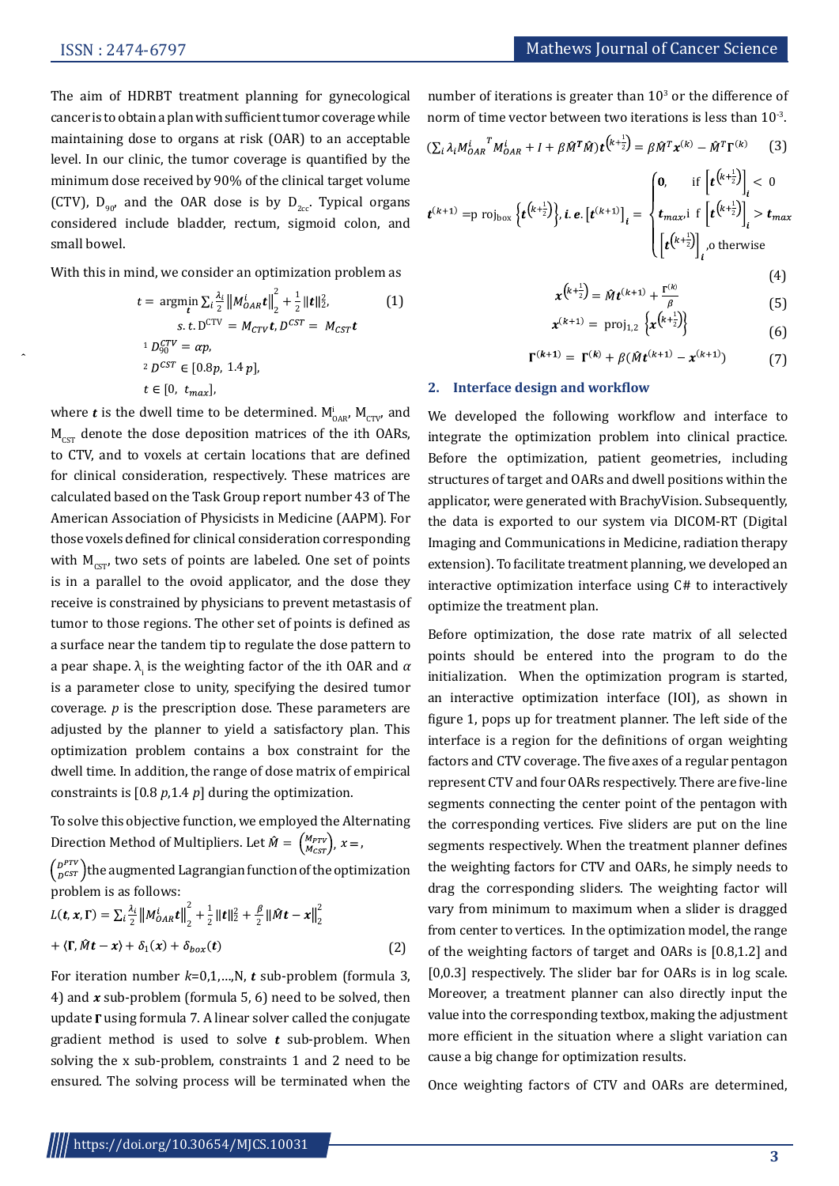The aim of HDRBT treatment planning for gynecological cancer is to obtain a plan with sufficient tumor coverage while maintaining dose to organs at risk (OAR) to an acceptable level. In our clinic, the tumor coverage is quantified by the minimum dose received by 90% of the clinical target volume (CTV), $D_{90}$, and the OAR dose is by $D_{2cc}$. Typical organs considered include bladder, rectum, sigmoid colon, and small bowel.

With this in mind, we consider an optimization problem as

$$t = \underset{t}{\operatorname{argmin}} \sum_i \frac{\lambda_i}{2} \left\| M_{OAR}^i t \right\|_2^2 + \frac{1}{2} \|t\|_2^2, \qquad (1)$$

$$s.t.\ D^{CTV} = M_{CTV} t,\ D^{CST} = M_{CST} t$$

$${}^1\ D_{90}^{CTV} = \alpha p,$$

$${}^2\ D^{CST} \in [0.8p,\ 1.4\,p],$$

$$t \in [0,\ t_{max}],$$

where $t$ is the dwell time to be determined. $M_{OAR}^i$, $M_{CTV}$, and $M_{CST}$ denote the dose deposition matrices of the ith OARs, to CTV, and to voxels at certain locations that are defined for clinical consideration, respectively. These matrices are calculated based on the Task Group report number 43 of The American Association of Physicists in Medicine (AAPM). For those voxels defined for clinical consideration corresponding with $M_{CST}$, two sets of points are labeled. One set of points is in a parallel to the ovoid applicator, and the dose they receive is constrained by physicians to prevent metastasis of tumor to those regions. The other set of points is defined as a surface near the tandem tip to regulate the dose pattern to a pear shape. $\lambda_i$ is the weighting factor of the ith OAR and $\alpha$ is a parameter close to unity, specifying the desired tumor coverage. $p$ is the prescription dose. These parameters are adjusted by the planner to yield a satisfactory plan. This optimization problem contains a box constraint for the dwell time. In addition, the range of dose matrix of empirical constraints is $[0.8\,p, 1.4\,p]$ during the optimization.

To solve this objective function, we employed the Alternating Direction Method of Multipliers. Let $\hat{M} = \begin{pmatrix} M_{PTV} \\ M_{CST} \end{pmatrix}$, $x = \begin{pmatrix} D^{PTV} \\ D^{CST} \end{pmatrix}$ the augmented Lagrangian function of the optimization problem is as follows:

$$L(t, x, \Gamma) = \sum_i \frac{\lambda_i}{2} \left\| M_{OAR}^i t \right\|_2^2 + \frac{1}{2} \|t\|_2^2 + \frac{\beta}{2} \left\| \hat{M} t - x \right\|_2^2$$

$$+ \langle \Gamma, \hat{M} t - x \rangle + \delta_1(x) + \delta_{box}(t) \qquad (2)$$

For iteration number $k$=0,1,...,N, $t$ sub-problem (formula 3, 4) and $x$ sub-problem (formula 5, 6) need to be solved, then update $\Gamma$ using formula 7. A linear solver called the conjugate gradient method is used to solve $t$ sub-problem. When solving the x sub-problem, constraints 1 and 2 need to be ensured. The solving process will be terminated when the number of iterations is greater than $10^3$ or the difference of norm of time vector between two iterations is less than $10^{-3}$.

$$\left(\sum_i \lambda_i {M_{OAR}^i}^T M_{OAR}^i + I + \beta \hat{M}^T \hat{M}\right) t^{\left(k+\frac{1}{2}\right)} = \beta \hat{M}^T x^{(k)} - \hat{M}^T \Gamma^{(k)} \qquad (3)$$

$$t^{(k+1)} = \mathrm{proj}_{box}\left\{t^{\left(k+\frac{1}{2}\right)}\right\},\ i.e.\ \left[t^{(k+1)}\right]_i = \begin{cases} \mathbf{0}, & \text{if } \left[t^{\left(k+\frac{1}{2}\right)}\right]_i < 0 \\ t_{max}, & \text{if } \left[t^{\left(k+\frac{1}{2}\right)}\right]_i > t_{max} \\ \left[t^{\left(k+\frac{1}{2}\right)}\right]_i, & \text{otherwise} \end{cases} \qquad (4)$$

$$x^{\left(k+\frac{1}{2}\right)} = \hat{M} t^{(k+1)} + \frac{\Gamma^{(k)}}{\beta} \qquad (5)$$

$$x^{(k+1)} = \mathrm{proj}_{1,2}\left\{x^{\left(k+\frac{1}{2}\right)}\right\} \qquad (6)$$

$$\Gamma^{(k+1)} = \Gamma^{(k)} + \beta\left(\hat{M} t^{(k+1)} - x^{(k+1)}\right) \qquad (7)$$

## 2. Interface design and workflow

We developed the following workflow and interface to integrate the optimization problem into clinical practice. Before the optimization, patient geometries, including structures of target and OARs and dwell positions within the applicator, were generated with BrachyVision. Subsequently, the data is exported to our system via DICOM-RT (Digital Imaging and Communications in Medicine, radiation therapy extension). To facilitate treatment planning, we developed an interactive optimization interface using C# to interactively optimize the treatment plan.

Before optimization, the dose rate matrix of all selected points should be entered into the program to do the initialization. When the optimization program is started, an interactive optimization interface (IOI), as shown in figure 1, pops up for treatment planner. The left side of the interface is a region for the definitions of organ weighting factors and CTV coverage. The five axes of a regular pentagon represent CTV and four OARs respectively. There are five-line segments connecting the center point of the pentagon with the corresponding vertices. Five sliders are put on the line segments respectively. When the treatment planner defines the weighting factors for CTV and OARs, he simply needs to drag the corresponding sliders. The weighting factor will vary from minimum to maximum when a slider is dragged from center to vertices. In the optimization model, the range of the weighting factors of target and OARs is [0.8,1.2] and [0,0.3] respectively. The slider bar for OARs is in log scale. Moreover, a treatment planner can also directly input the value into the corresponding textbox, making the adjustment more efficient in the situation where a slight variation can cause a big change for optimization results.

Once weighting factors of CTV and OARs are determined,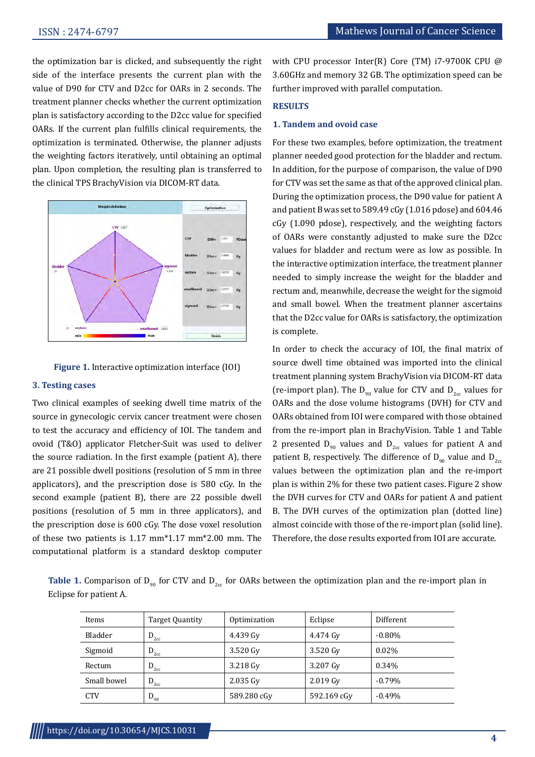the optimization bar is clicked, and subsequently the right side of the interface presents the current plan with the value of D90 for CTV and D2cc for OARs in 2 seconds. The treatment planner checks whether the current optimization plan is satisfactory according to the D2cc value for specified OARs. If the current plan fulfills clinical requirements, the optimization is terminated. Otherwise, the planner adjusts the weighting factors iteratively, until obtaining an optimal plan. Upon completion, the resulting plan is transferred to the clinical TPS BrachyVision via DICOM-RT data.

**Figure 1.** Interactive optimization interface (IOI)

### 3. Testing cases

Two clinical examples of seeking dwell time matrix of the source in gynecologic cervix cancer treatment were chosen to test the accuracy and efficiency of IOI. The tandem and ovoid (T&O) applicator Fletcher-Suit was used to deliver the source radiation. In the first example (patient A), there are 21 possible dwell positions (resolution of 5 mm in three applicators), and the prescription dose is 580 cGy. In the second example (patient B), there are 22 possible dwell positions (resolution of 5 mm in three applicators), and the prescription dose is 600 cGy. The dose voxel resolution of these two patients is 1.17 mm*1.17 mm*2.00 mm. The computational platform is a standard desktop computer with CPU processor Inter(R) Core (TM) i7-9700K CPU @ 3.60GHz and memory 32 GB. The optimization speed can be further improved with parallel computation.

## RESULTS

### 1. Tandem and ovoid case

For these two examples, before optimization, the treatment planner needed good protection for the bladder and rectum. In addition, for the purpose of comparison, the value of D90 for CTV was set the same as that of the approved clinical plan. During the optimization process, the D90 value for patient A and patient B was set to 589.49 cGy (1.016 pdose) and 604.46 cGy (1.090 pdose), respectively, and the weighting factors of OARs were constantly adjusted to make sure the D2cc values for bladder and rectum were as low as possible. In the interactive optimization interface, the treatment planner needed to simply increase the weight for the bladder and rectum and, meanwhile, decrease the weight for the sigmoid and small bowel. When the treatment planner ascertains that the D2cc value for OARs is satisfactory, the optimization is complete.

In order to check the accuracy of IOI, the final matrix of source dwell time obtained was imported into the clinical treatment planning system BrachyVision via DICOM-RT data (re-import plan). The $D_{90}$ value for CTV and $D_{2cc}$ values for OARs and the dose volume histograms (DVH) for CTV and OARs obtained from IOI were compared with those obtained from the re-import plan in BrachyVision. Table 1 and Table 2 presented $D_{90}$ values and $D_{2cc}$ values for patient A and patient B, respectively. The difference of $D_{90}$ value and $D_{2cc}$ values between the optimization plan and the re-import plan is within 2% for these two patient cases. Figure 2 show the DVH curves for CTV and OARs for patient A and patient B. The DVH curves of the optimization plan (dotted line) almost coincide with those of the re-import plan (solid line). Therefore, the dose results exported from IOI are accurate.

**Table 1.** Comparison of $D_{90}$ for CTV and $D_{2cc}$ for OARs between the optimization plan and the re-import plan in Eclipse for patient A.

| Items | Target Quantity | Optimization | Eclipse | Different |
|---|---|---|---|---|
| Bladder | $D_{2cc}$ | 4.439 Gy | 4.474 Gy | -0.80% |
| Sigmoid | $D_{2cc}$ | 3.520 Gy | 3.520 Gy | 0.02% |
| Rectum | $D_{2cc}$ | 3.218 Gy | 3.207 Gy | 0.34% |
| Small bowel | $D_{2cc}$ | 2.035 Gy | 2.019 Gy | -0.79% |
| CTV | $D_{90}$ | 589.280 cGy | 592.169 cGy | -0.49% |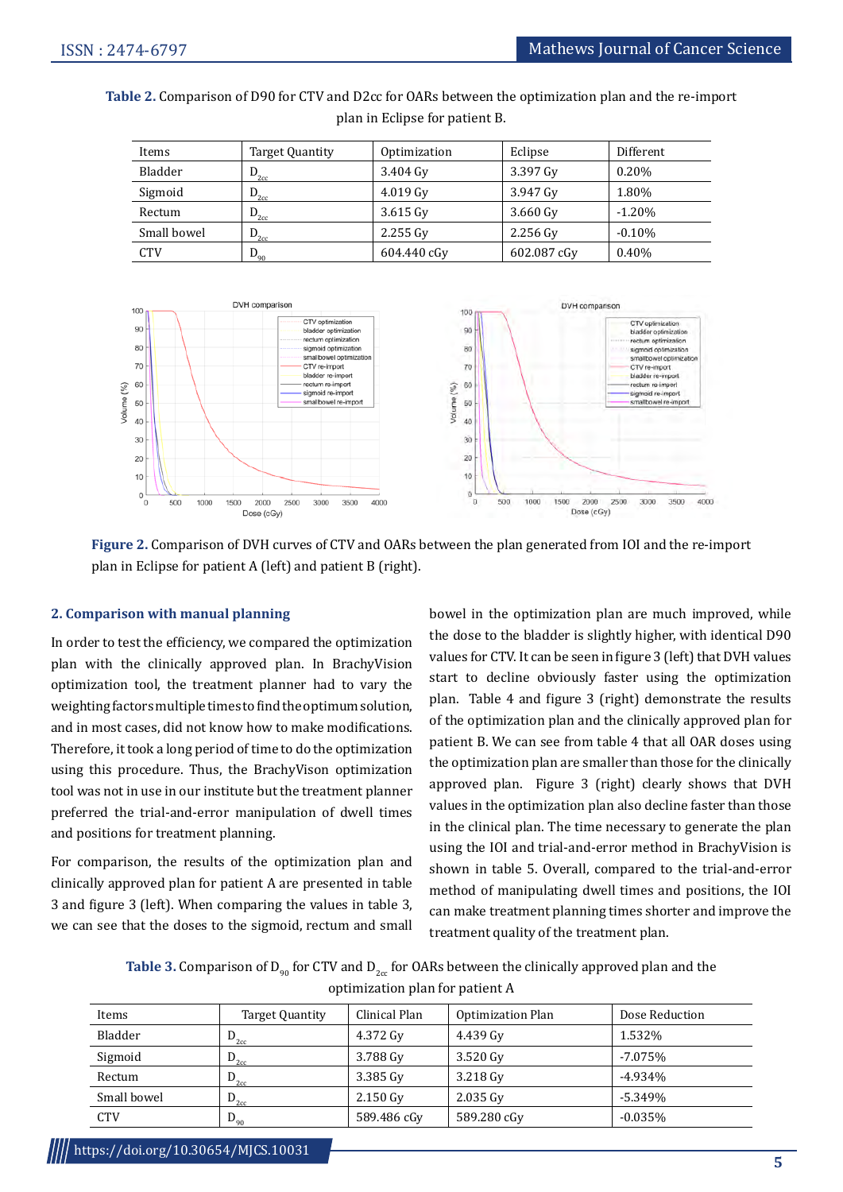**Table 2.** Comparison of D90 for CTV and D2cc for OARs between the optimization plan and the re-import plan in Eclipse for patient B.

| Items | Target Quantity | Optimization | Eclipse | Different |
|---|---|---|---|---|
| Bladder | $D_{2cc}$ | 3.404 Gy | 3.397 Gy | 0.20% |
| Sigmoid | $D_{2cc}$ | 4.019 Gy | 3.947 Gy | 1.80% |
| Rectum | $D_{2cc}$ | 3.615 Gy | 3.660 Gy | -1.20% |
| Small bowel | $D_{2cc}$ | 2.255 Gy | 2.256 Gy | -0.10% |
| CTV | $D_{90}$ | 604.440 cGy | 602.087 cGy | 0.40% |

**Figure 2.** Comparison of DVH curves of CTV and OARs between the plan generated from IOI and the re-import plan in Eclipse for patient A (left) and patient B (right).

## 2. Comparison with manual planning

In order to test the efficiency, we compared the optimization plan with the clinically approved plan. In BrachyVision optimization tool, the treatment planner had to vary the weighting factors multiple times to find the optimum solution, and in most cases, did not know how to make modifications. Therefore, it took a long period of time to do the optimization using this procedure. Thus, the BrachyVison optimization tool was not in use in our institute but the treatment planner preferred the trial-and-error manipulation of dwell times and positions for treatment planning.

For comparison, the results of the optimization plan and clinically approved plan for patient A are presented in table 3 and figure 3 (left). When comparing the values in table 3, we can see that the doses to the sigmoid, rectum and small bowel in the optimization plan are much improved, while the dose to the bladder is slightly higher, with identical D90 values for CTV. It can be seen in figure 3 (left) that DVH values start to decline obviously faster using the optimization plan. Table 4 and figure 3 (right) demonstrate the results of the optimization plan and the clinically approved plan for patient B. We can see from table 4 that all OAR doses using the optimization plan are smaller than those for the clinically approved plan. Figure 3 (right) clearly shows that DVH values in the optimization plan also decline faster than those in the clinical plan. The time necessary to generate the plan using the IOI and trial-and-error method in BrachyVision is shown in table 5. Overall, compared to the trial-and-error method of manipulating dwell times and positions, the IOI can make treatment planning times shorter and improve the treatment quality of the treatment plan.

**Table 3.** Comparison of $D_{90}$ for CTV and $D_{2cc}$ for OARs between the clinically approved plan and the optimization plan for patient A

| Items | Target Quantity | Clinical Plan | Optimization Plan | Dose Reduction |
|---|---|---|---|---|
| Bladder | $D_{2cc}$ | 4.372 Gy | 4.439 Gy | 1.532% |
| Sigmoid | $D_{2cc}$ | 3.788 Gy | 3.520 Gy | -7.075% |
| Rectum | $D_{2cc}$ | 3.385 Gy | 3.218 Gy | -4.934% |
| Small bowel | $D_{2cc}$ | 2.150 Gy | 2.035 Gy | -5.349% |
| CTV | $D_{90}$ | 589.486 cGy | 589.280 cGy | -0.035% |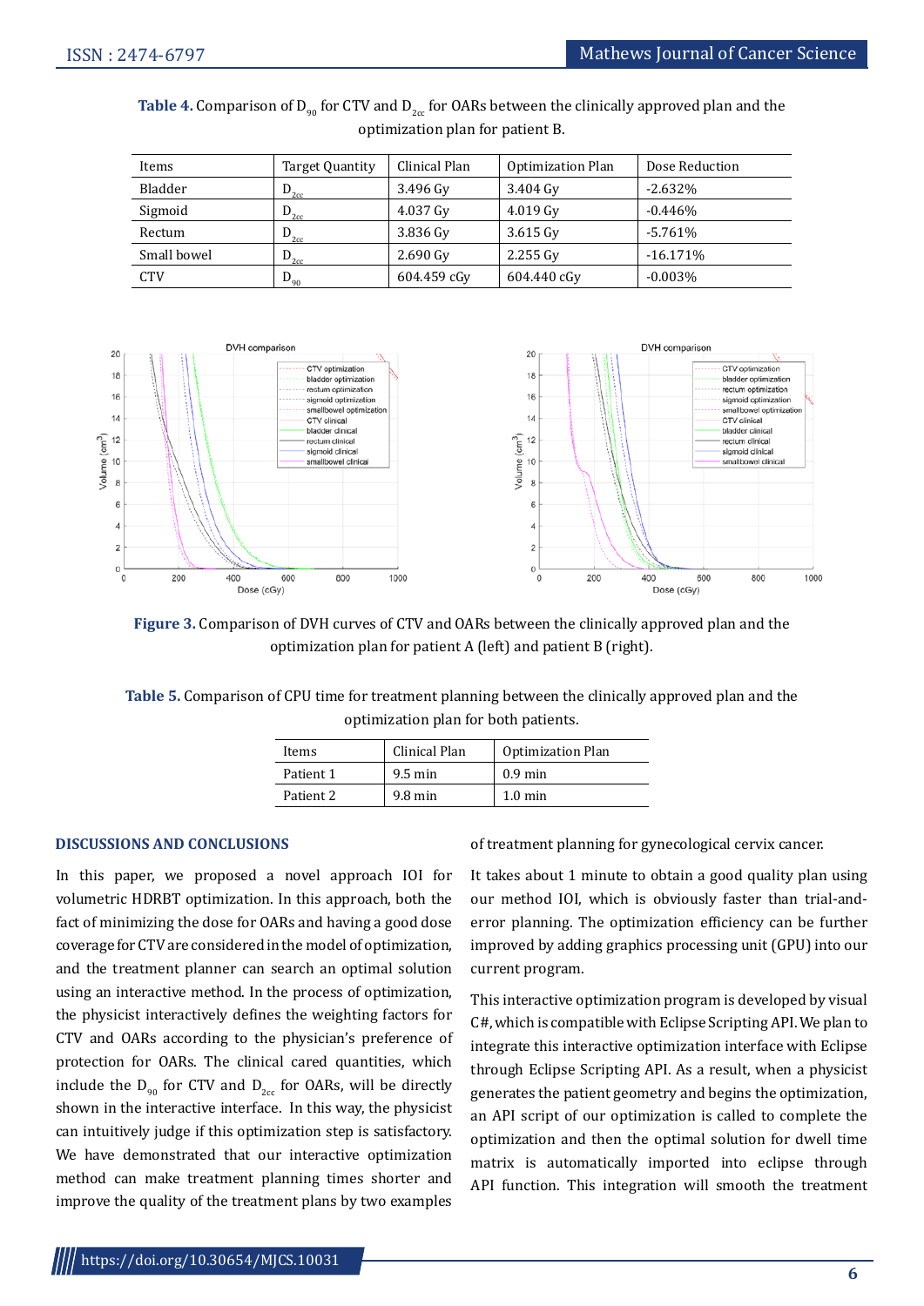**Table 4.** Comparison of $D_{90}$ for CTV and $D_{2cc}$ for OARs between the clinically approved plan and the optimization plan for patient B.

| Items | Target Quantity | Clinical Plan | Optimization Plan | Dose Reduction |
|---|---|---|---|---|
| Bladder | $D_{2cc}$ | 3.496 Gy | 3.404 Gy | -2.632% |
| Sigmoid | $D_{2cc}$ | 4.037 Gy | 4.019 Gy | -0.446% |
| Rectum | $D_{2cc}$ | 3.836 Gy | 3.615 Gy | -5.761% |
| Small bowel | $D_{2cc}$ | 2.690 Gy | 2.255 Gy | -16.171% |
| CTV | $D_{90}$ | 604.459 cGy | 604.440 cGy | -0.003% |

**Figure 3.** Comparison of DVH curves of CTV and OARs between the clinically approved plan and the optimization plan for patient A (left) and patient B (right).

**Table 5.** Comparison of CPU time for treatment planning between the clinically approved plan and the optimization plan for both patients.

| Items | Clinical Plan | Optimization Plan |
|---|---|---|
| Patient 1 | 9.5 min | 0.9 min |
| Patient 2 | 9.8 min | 1.0 min |

## DISCUSSIONS AND CONCLUSIONS

In this paper, we proposed a novel approach IOI for volumetric HDRBT optimization. In this approach, both the fact of minimizing the dose for OARs and having a good dose coverage for CTV are considered in the model of optimization, and the treatment planner can search an optimal solution using an interactive method. In the process of optimization, the physicist interactively defines the weighting factors for CTV and OARs according to the physician's preference of protection for OARs. The clinical cared quantities, which include the $D_{90}$ for CTV and $D_{2cc}$ for OARs, will be directly shown in the interactive interface. In this way, the physicist can intuitively judge if this optimization step is satisfactory. We have demonstrated that our interactive optimization method can make treatment planning times shorter and improve the quality of the treatment plans by two examples of treatment planning for gynecological cervix cancer.

It takes about 1 minute to obtain a good quality plan using our method IOI, which is obviously faster than trial-and-error planning. The optimization efficiency can be further improved by adding graphics processing unit (GPU) into our current program.

This interactive optimization program is developed by visual C#, which is compatible with Eclipse Scripting API. We plan to integrate this interactive optimization interface with Eclipse through Eclipse Scripting API. As a result, when a physicist generates the patient geometry and begins the optimization, an API script of our optimization is called to complete the optimization and then the optimal solution for dwell time matrix is automatically imported into eclipse through API function. This integration will smooth the treatment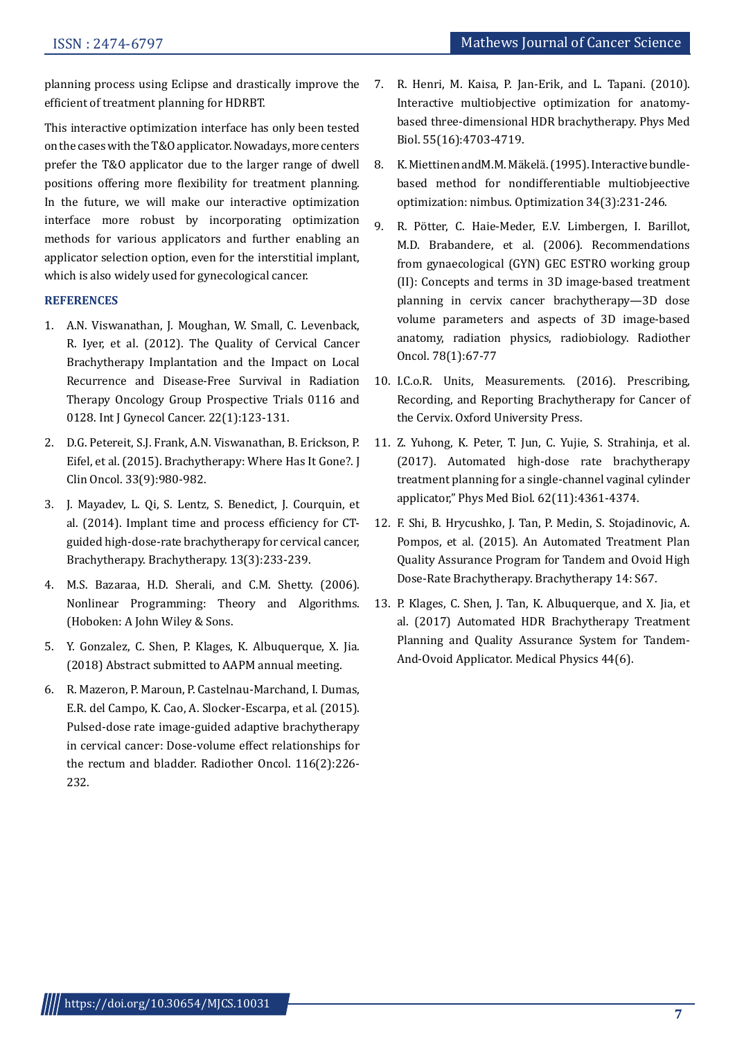planning process using Eclipse and drastically improve the efficient of treatment planning for HDRBT.

This interactive optimization interface has only been tested on the cases with the T&O applicator. Nowadays, more centers prefer the T&O applicator due to the larger range of dwell positions offering more flexibility for treatment planning. In the future, we will make our interactive optimization interface more robust by incorporating optimization methods for various applicators and further enabling an applicator selection option, even for the interstitial implant, which is also widely used for gynecological cancer.

## REFERENCES

1. A.N. Viswanathan, J. Moughan, W. Small, C. Levenback, R. Iyer, et al. (2012). The Quality of Cervical Cancer Brachytherapy Implantation and the Impact on Local Recurrence and Disease-Free Survival in Radiation Therapy Oncology Group Prospective Trials 0116 and 0128. Int J Gynecol Cancer. 22(1):123-131.
2. D.G. Petereit, S.J. Frank, A.N. Viswanathan, B. Erickson, P. Eifel, et al. (2015). Brachytherapy: Where Has It Gone?. J Clin Oncol. 33(9):980-982.
3. J. Mayadev, L. Qi, S. Lentz, S. Benedict, J. Courquin, et al. (2014). Implant time and process efficiency for CT-guided high-dose-rate brachytherapy for cervical cancer, Brachytherapy. Brachytherapy. 13(3):233-239.
4. M.S. Bazaraa, H.D. Sherali, and C.M. Shetty. (2006). Nonlinear Programming: Theory and Algorithms. (Hoboken: A John Wiley & Sons.
5. Y. Gonzalez, C. Shen, P. Klages, K. Albuquerque, X. Jia. (2018) Abstract submitted to AAPM annual meeting.
6. R. Mazeron, P. Maroun, P. Castelnau-Marchand, I. Dumas, E.R. del Campo, K. Cao, A. Slocker-Escarpa, et al. (2015). Pulsed-dose rate image-guided adaptive brachytherapy in cervical cancer: Dose-volume effect relationships for the rectum and bladder. Radiother Oncol. 116(2):226-232.
7. R. Henri, M. Kaisa, P. Jan-Erik, and L. Tapani. (2010). Interactive multiobjective optimization for anatomy-based three-dimensional HDR brachytherapy. Phys Med Biol. 55(16):4703-4719.
8. K. Miettinen andM.M. Mäkelä. (1995). Interactive bundle-based method for nondifferentiable multiobjeective optimization: nimbus. Optimization 34(3):231-246.
9. R. Pötter, C. Haie-Meder, E.V. Limbergen, I. Barillot, M.D. Brabandere, et al. (2006). Recommendations from gynaecological (GYN) GEC ESTRO working group (II): Concepts and terms in 3D image-based treatment planning in cervix cancer brachytherapy—3D dose volume parameters and aspects of 3D image-based anatomy, radiation physics, radiobiology. Radiother Oncol. 78(1):67-77
10. I.C.o.R. Units, Measurements. (2016). Prescribing, Recording, and Reporting Brachytherapy for Cancer of the Cervix. Oxford University Press.
11. Z. Yuhong, K. Peter, T. Jun, C. Yujie, S. Strahinja, et al. (2017). Automated high-dose rate brachytherapy treatment planning for a single-channel vaginal cylinder applicator," Phys Med Biol. 62(11):4361-4374.
12. F. Shi, B. Hrycushko, J. Tan, P. Medin, S. Stojadinovic, A. Pompos, et al. (2015). An Automated Treatment Plan Quality Assurance Program for Tandem and Ovoid High Dose-Rate Brachytherapy. Brachytherapy 14: S67.
13. P. Klages, C. Shen, J. Tan, K. Albuquerque, and X. Jia, et al. (2017) Automated HDR Brachytherapy Treatment Planning and Quality Assurance System for Tandem-And-Ovoid Applicator. Medical Physics 44(6).